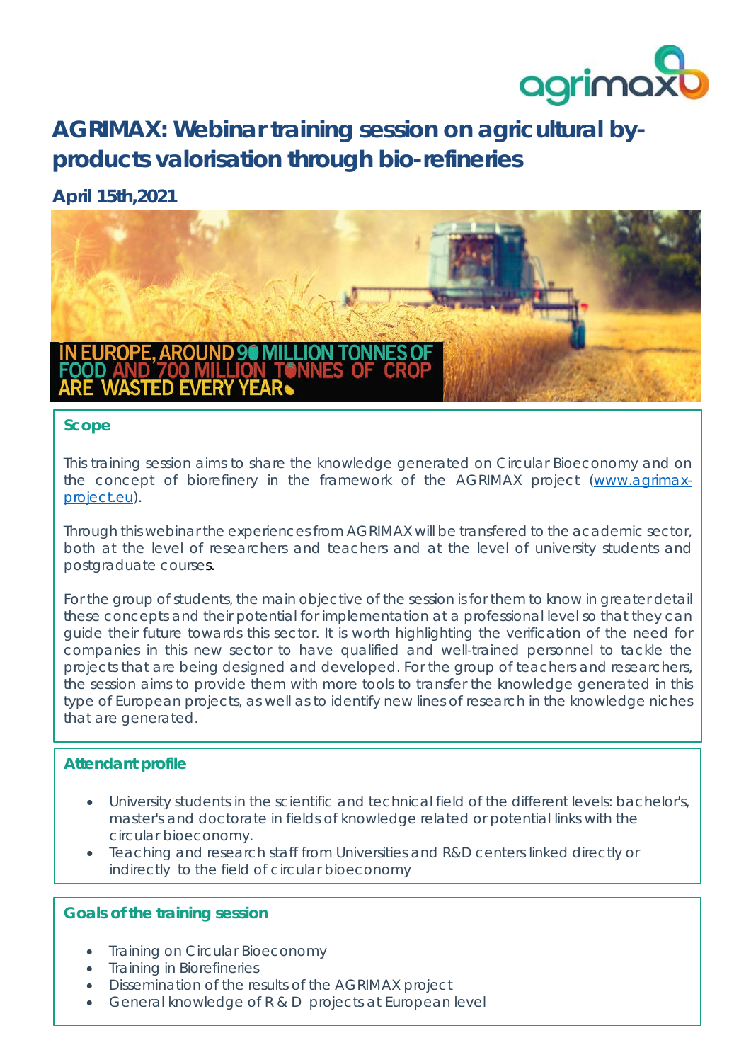# AGRIMAX: Webinar training session on agricultural by-products valorisation through bio-refineries

**April 15th,2021**

IN EUROPE, AROUND 90 MILLION TONNES OF FOOD AND 700 MILLION TONNES OF CROP ARE WASTED EVERY YEAR

## Scope

This training session aims to share the knowledge generated on Circular Bioeconomy and on the concept of biorefinery in the framework of the AGRIMAX project (www.agrimax-project.eu).

Through this webinar the experiences from AGRIMAX will be transfered to the academic sector, both at the level of researchers and teachers and at the level of university students and postgraduate courses.

For the group of students, the main objective of the session is for them to know in greater detail these concepts and their potential for implementation at a professional level so that they can guide their future towards this sector. It is worth highlighting the verification of the need for companies in this new sector to have qualified and well-trained personnel to tackle the projects that are being designed and developed. For the group of teachers and researchers, the session aims to provide them with more tools to transfer the knowledge generated in this type of European projects, as well as to identify new lines of research in the knowledge niches that are generated.

## Attendant profile

- University students in the scientific and technical field of the different levels: bachelor's, master's and doctorate in fields of knowledge related or potential links with the circular bioeconomy.
- Teaching and research staff from Universities and R&D centers linked directly or indirectly to the field of circular bioeconomy

## Goals of the training session

- Training on Circular Bioeconomy
- Training in Biorefineries
- Dissemination of the results of the AGRIMAX project
- General knowledge of R & D projects at European level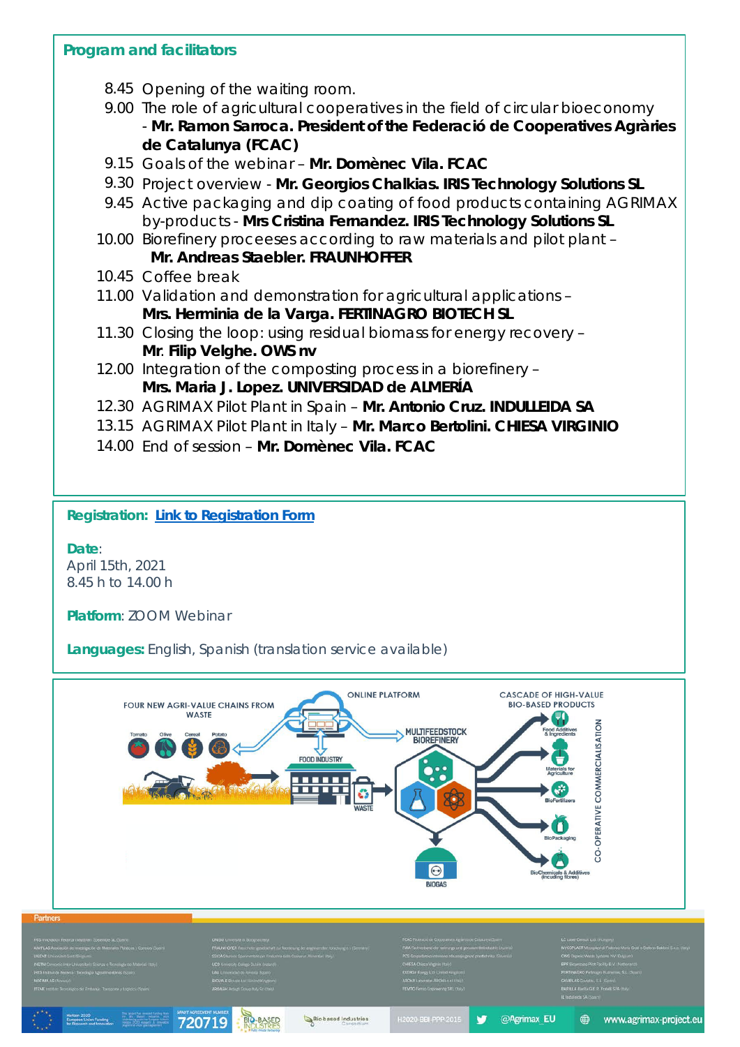## Program and facilitators

- 8.45 Opening of the waiting room.
- 9.00 The role of agricultural cooperatives in the field of circular bioeconomy - **Mr. Ramon Sarroca. President of the Federació de Cooperatives Agràries de Catalunya (FCAC)**
- 9.15 Goals of the webinar – **Mr. Domènec Vila. FCAC**
- 9.30 Project overview - **Mr. Georgios Chalkias. IRIS Technology Solutions SL**
- 9.45 Active packaging and dip coating of food products containing AGRIMAX by-products - **Mrs Cristina Fernandez. IRIS Technology Solutions SL**
- 10.00 Biorefinery proceeses according to raw materials and pilot plant – **Mr. Andreas Staebler. FRAUNHOFFER**
- 10.45 Coffee break
- 11.00 Validation and demonstration for agricultural applications – **Mrs. Herminia de la Varga. FERTINAGRO BIOTECH SL**
- 11.30 Closing the loop: using residual biomass for energy recovery – **Mr. Filip Velghe. OWS nv**
- 12.00 Integration of the composting process in a biorefinery – **Mrs. Maria J. Lopez. UNIVERSIDAD de ALMERÍA**
- 12.30 AGRIMAX Pilot Plant in Spain – **Mr. Antonio Cruz. INDULLEIDA SA**
- 13.15 AGRIMAX Pilot Plant in Italy – **Mr. Marco Bertolini. CHIESA VIRGINIO**
- 14.00 End of session – **Mr. Domènec Vila. FCAC**

**Registration:** [Link to Registration Form]

**Date**:
April 15th, 2021
8.45 h to 14.00 h

**Platform**: ZOOM Webinar

**Languages:** English, Spanish (translation service available)

FOUR NEW AGRI-VALUE CHAINS FROM WASTE
Tomato Olive Cereal Potato
ONLINE PLATFORM
FOOD INDUSTRY
WASTE
MULTIFEEDSTOCK BIOREFINERY
BIOGAS
CASCADE OF HIGH-VALUE BIO-BASED PRODUCTS
Food Additives & Ingredients
Materials for Agriculture
BioFertilizers
BioPackaging
BioChemicals & Additives (including fibres)
CO-OPERATIVE COMMERCIALISATION

Partners

Horizon 2020 European Union Funding for Research and Innovation
GRANT AGREEMENT NUMBER 720719
BIO-BASED INDUSTRIES
Bio based Industries Consortium
H2020-BBI-PPP-2015
@Agrimax_EU
www.agrimax-project.eu